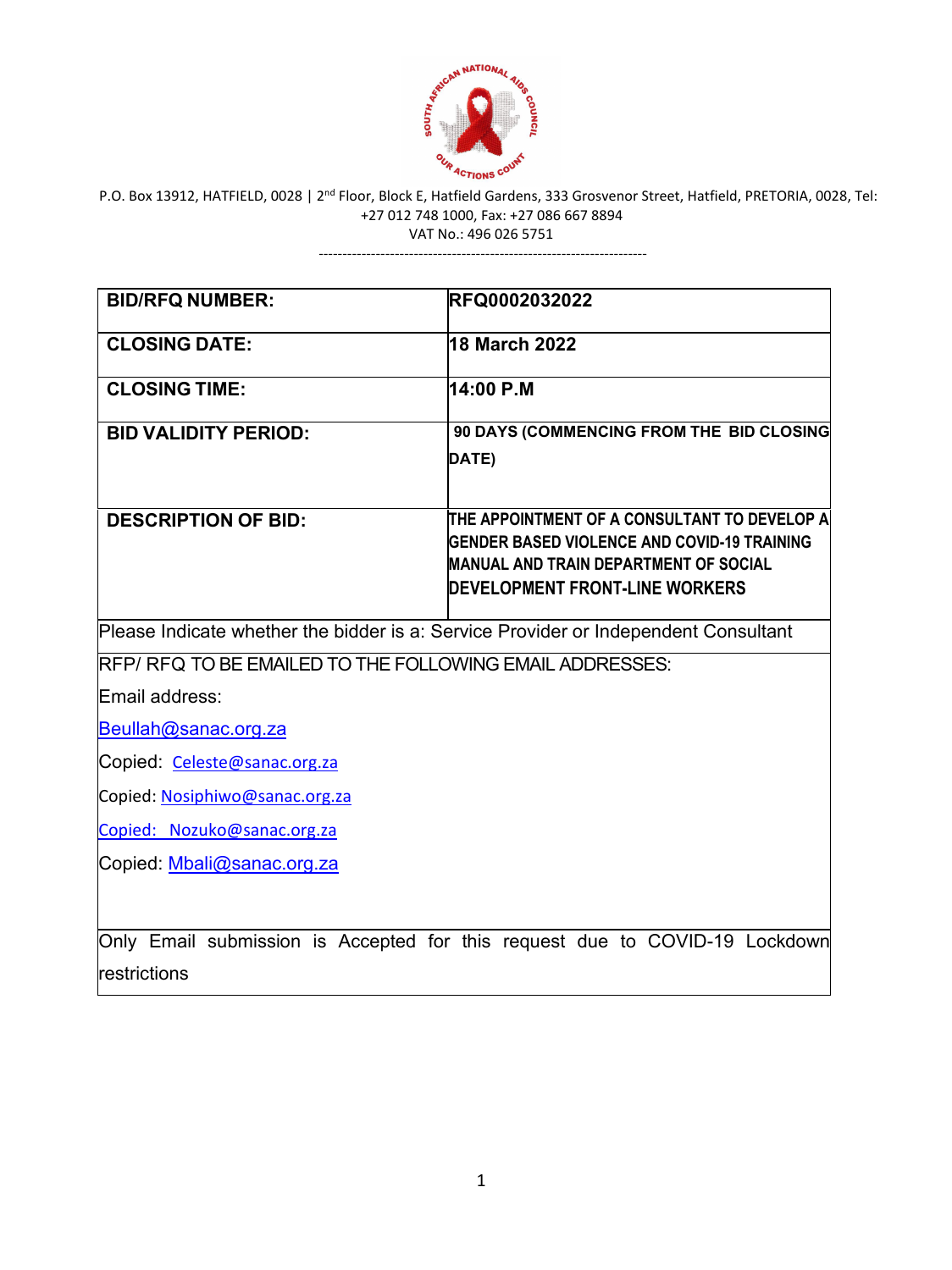P.O. Box 13912, HATFIELD, 0028 | 2nd Floor, Block E, Hatfield Gardens, 333 Grosvenor Street, Hatfield, PRETORIA, 0028, Tel: +27 012 748 1000, Fax: +27 086 667 8894
VAT No.: 496 026 5751

---

| | |
|---|---|
| **BID/RFQ NUMBER:** | **RFQ0002032022** |
| **CLOSING DATE:** | **18 March 2022** |
| **CLOSING TIME:** | **14:00 P.M** |
| **BID VALIDITY PERIOD:** | **90 DAYS (COMMENCING FROM THE BID CLOSING DATE)** |
| **DESCRIPTION OF BID:** | **THE APPOINTMENT OF A CONSULTANT TO DEVELOP A GENDER BASED VIOLENCE AND COVID-19 TRAINING MANUAL AND TRAIN DEPARTMENT OF SOCIAL DEVELOPMENT FRONT-LINE WORKERS** |

Please Indicate whether the bidder is a: Service Provider or Independent Consultant

RFP/ RFQ TO BE EMAILED TO THE FOLLOWING EMAIL ADDRESSES:

Email address:

Beullah@sanac.org.za

Copied: Celeste@sanac.org.za

Copied: Nosiphiwo@sanac.org.za

Copied: Nozuko@sanac.org.za

Copied: Mbali@sanac.org.za

Only Email submission is Accepted for this request due to COVID-19 Lockdown restrictions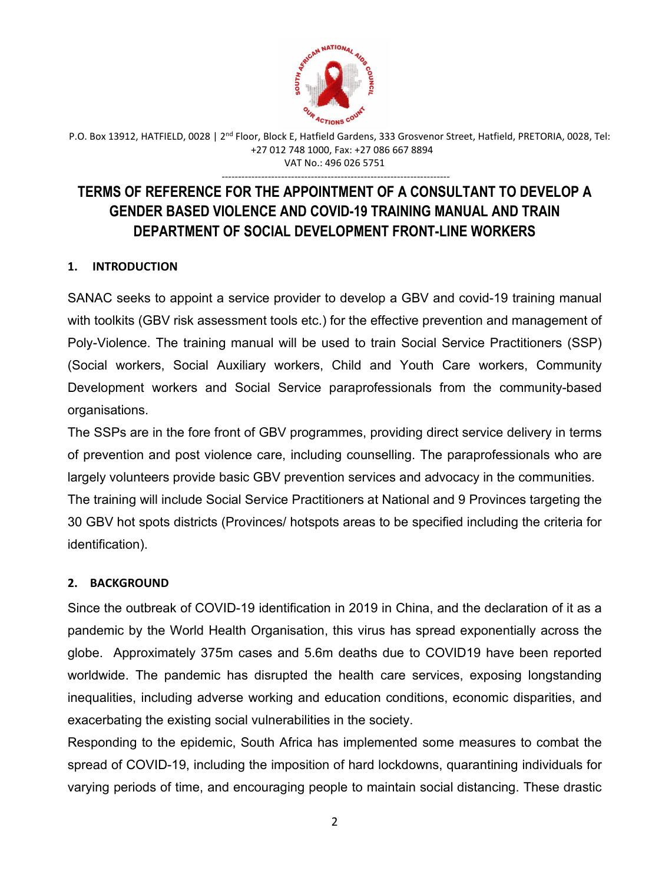P.O. Box 13912, HATFIELD, 0028 | 2nd Floor, Block E, Hatfield Gardens, 333 Grosvenor Street, Hatfield, PRETORIA, 0028, Tel: +27 012 748 1000, Fax: +27 086 667 8894
VAT No.: 496 026 5751

---

# TERMS OF REFERENCE FOR THE APPOINTMENT OF A CONSULTANT TO DEVELOP A GENDER BASED VIOLENCE AND COVID-19 TRAINING MANUAL AND TRAIN DEPARTMENT OF SOCIAL DEVELOPMENT FRONT-LINE WORKERS

## 1. INTRODUCTION

SANAC seeks to appoint a service provider to develop a GBV and covid-19 training manual with toolkits (GBV risk assessment tools etc.) for the effective prevention and management of Poly-Violence. The training manual will be used to train Social Service Practitioners (SSP) (Social workers, Social Auxiliary workers, Child and Youth Care workers, Community Development workers and Social Service paraprofessionals from the community-based organisations.

The SSPs are in the fore front of GBV programmes, providing direct service delivery in terms of prevention and post violence care, including counselling. The paraprofessionals who are largely volunteers provide basic GBV prevention services and advocacy in the communities.

The training will include Social Service Practitioners at National and 9 Provinces targeting the 30 GBV hot spots districts (Provinces/ hotspots areas to be specified including the criteria for identification).

## 2. BACKGROUND

Since the outbreak of COVID-19 identification in 2019 in China, and the declaration of it as a pandemic by the World Health Organisation, this virus has spread exponentially across the globe. Approximately 375m cases and 5.6m deaths due to COVID19 have been reported worldwide. The pandemic has disrupted the health care services, exposing longstanding inequalities, including adverse working and education conditions, economic disparities, and exacerbating the existing social vulnerabilities in the society.

Responding to the epidemic, South Africa has implemented some measures to combat the spread of COVID-19, including the imposition of hard lockdowns, quarantining individuals for varying periods of time, and encouraging people to maintain social distancing. These drastic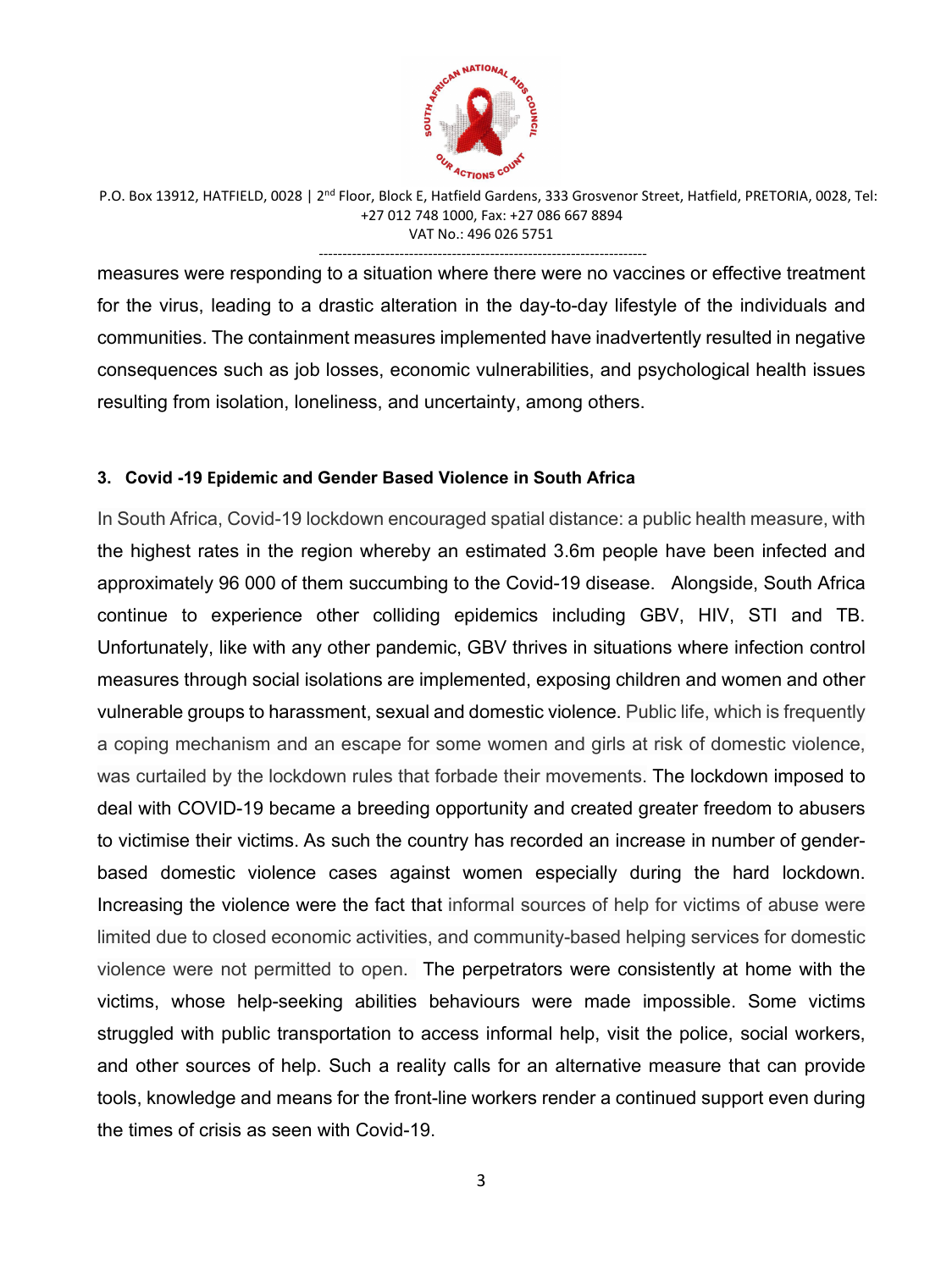measures were responding to a situation where there were no vaccines or effective treatment for the virus, leading to a drastic alteration in the day-to-day lifestyle of the individuals and communities. The containment measures implemented have inadvertently resulted in negative consequences such as job losses, economic vulnerabilities, and psychological health issues resulting from isolation, loneliness, and uncertainty, among others.

### 3. Covid -19 Epidemic and Gender Based Violence in South Africa

In South Africa, Covid-19 lockdown encouraged spatial distance: a public health measure, with the highest rates in the region whereby an estimated 3.6m people have been infected and approximately 96 000 of them succumbing to the Covid-19 disease. Alongside, South Africa continue to experience other colliding epidemics including GBV, HIV, STI and TB. Unfortunately, like with any other pandemic, GBV thrives in situations where infection control measures through social isolations are implemented, exposing children and women and other vulnerable groups to harassment, sexual and domestic violence. Public life, which is frequently a coping mechanism and an escape for some women and girls at risk of domestic violence, was curtailed by the lockdown rules that forbade their movements. The lockdown imposed to deal with COVID-19 became a breeding opportunity and created greater freedom to abusers to victimise their victims. As such the country has recorded an increase in number of gender-based domestic violence cases against women especially during the hard lockdown. Increasing the violence were the fact that informal sources of help for victims of abuse were limited due to closed economic activities, and community-based helping services for domestic violence were not permitted to open. The perpetrators were consistently at home with the victims, whose help-seeking abilities behaviours were made impossible. Some victims struggled with public transportation to access informal help, visit the police, social workers, and other sources of help. Such a reality calls for an alternative measure that can provide tools, knowledge and means for the front-line workers render a continued support even during the times of crisis as seen with Covid-19.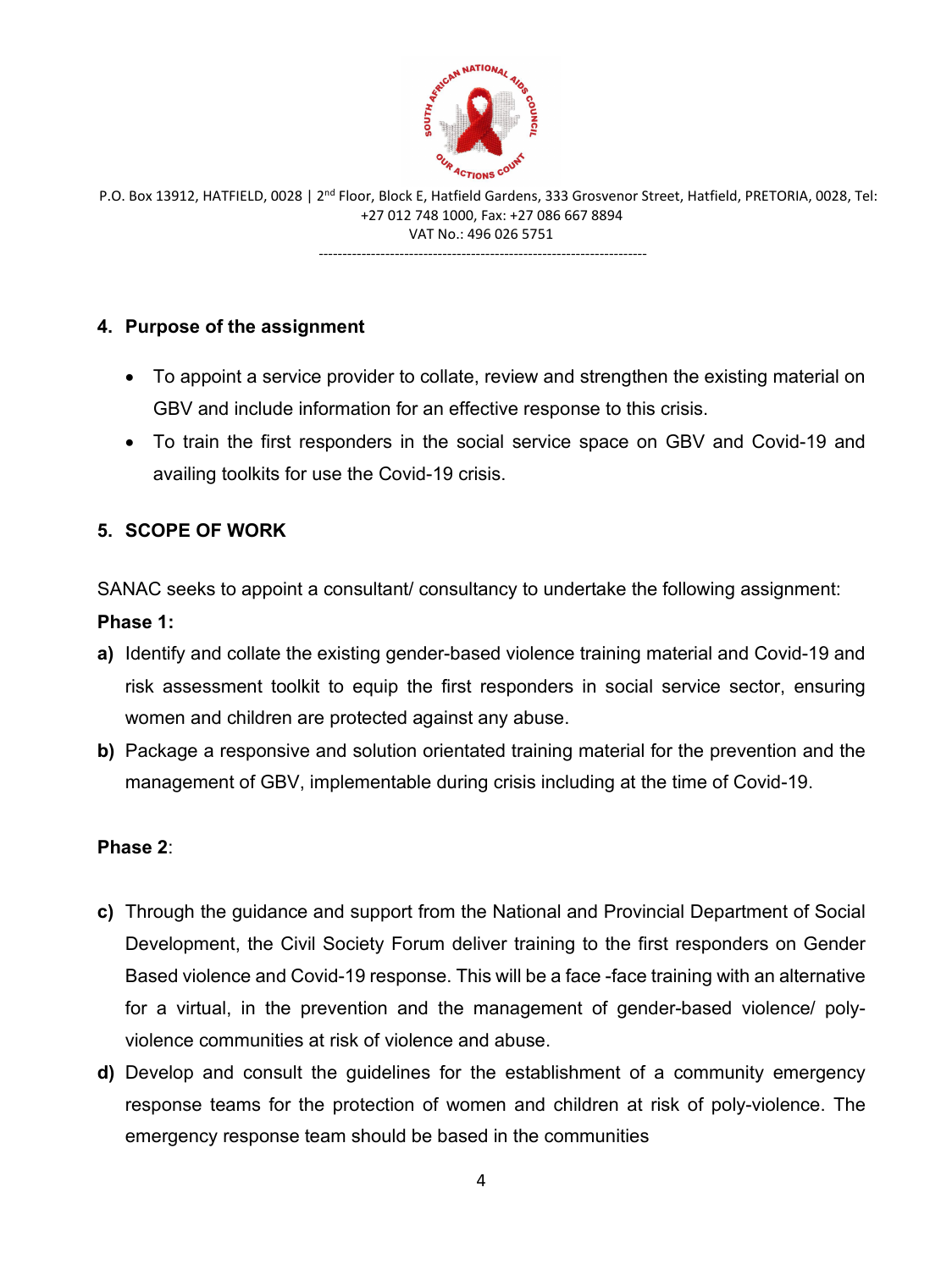## 4. Purpose of the assignment

- To appoint a service provider to collate, review and strengthen the existing material on GBV and include information for an effective response to this crisis.
- To train the first responders in the social service space on GBV and Covid-19 and availing toolkits for use the Covid-19 crisis.

## 5. SCOPE OF WORK

SANAC seeks to appoint a consultant/ consultancy to undertake the following assignment:

**Phase 1:**

**a)** Identify and collate the existing gender-based violence training material and Covid-19 and risk assessment toolkit to equip the first responders in social service sector, ensuring women and children are protected against any abuse.

**b)** Package a responsive and solution orientated training material for the prevention and the management of GBV, implementable during crisis including at the time of Covid-19.

**Phase 2**:

**c)** Through the guidance and support from the National and Provincial Department of Social Development, the Civil Society Forum deliver training to the first responders on Gender Based violence and Covid-19 response. This will be a face -face training with an alternative for a virtual, in the prevention and the management of gender-based violence/ poly-violence communities at risk of violence and abuse.

**d)** Develop and consult the guidelines for the establishment of a community emergency response teams for the protection of women and children at risk of poly-violence. The emergency response team should be based in the communities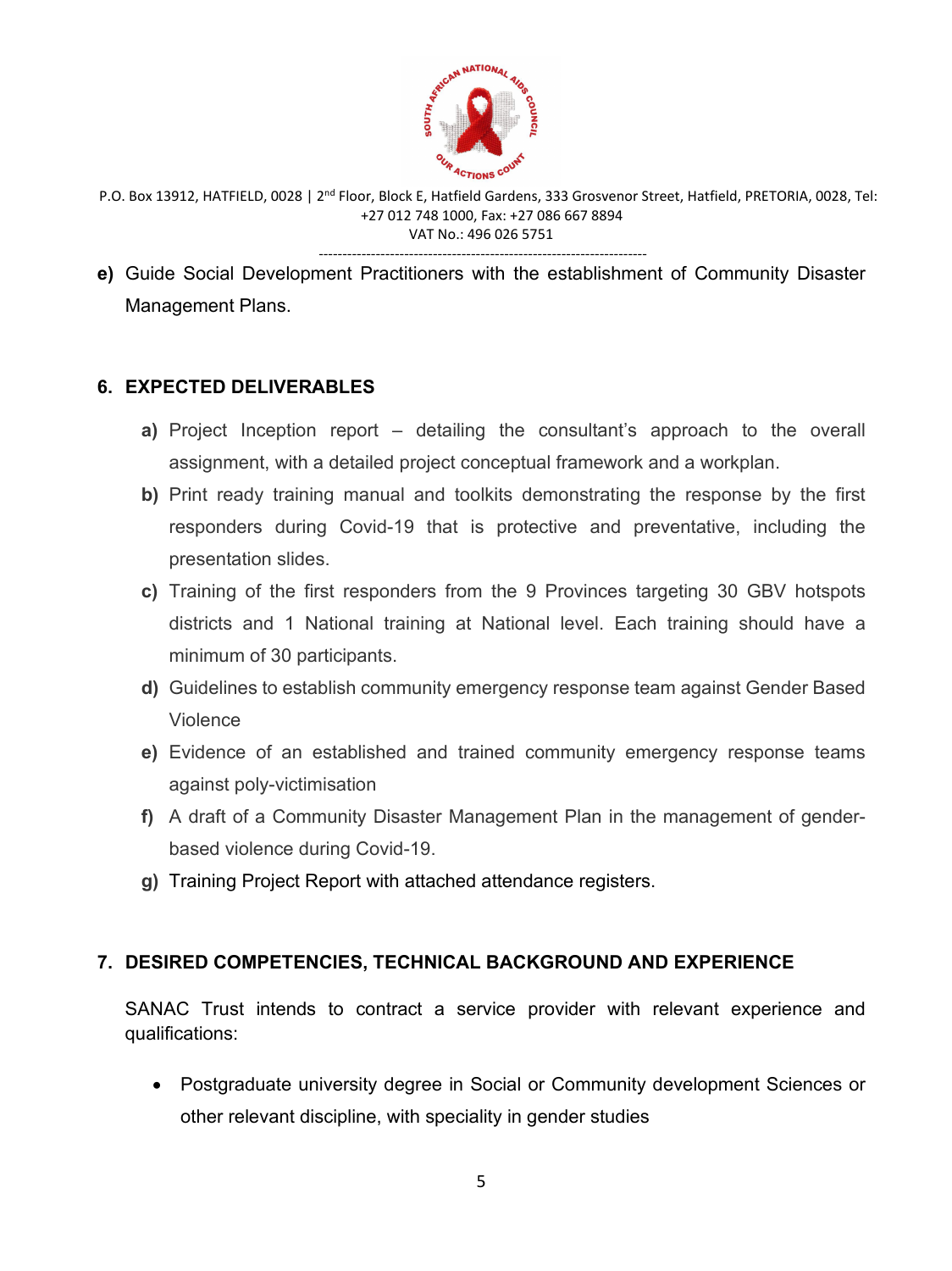**e)** Guide Social Development Practitioners with the establishment of Community Disaster Management Plans.

## 6. EXPECTED DELIVERABLES

- **a)** Project Inception report – detailing the consultant's approach to the overall assignment, with a detailed project conceptual framework and a workplan.
- **b)** Print ready training manual and toolkits demonstrating the response by the first responders during Covid-19 that is protective and preventative, including the presentation slides.
- **c)** Training of the first responders from the 9 Provinces targeting 30 GBV hotspots districts and 1 National training at National level. Each training should have a minimum of 30 participants.
- **d)** Guidelines to establish community emergency response team against Gender Based Violence
- **e)** Evidence of an established and trained community emergency response teams against poly-victimisation
- **f)** A draft of a Community Disaster Management Plan in the management of gender-based violence during Covid-19.
- **g)** Training Project Report with attached attendance registers.

## 7. DESIRED COMPETENCIES, TECHNICAL BACKGROUND AND EXPERIENCE

SANAC Trust intends to contract a service provider with relevant experience and qualifications:

- Postgraduate university degree in Social or Community development Sciences or other relevant discipline, with speciality in gender studies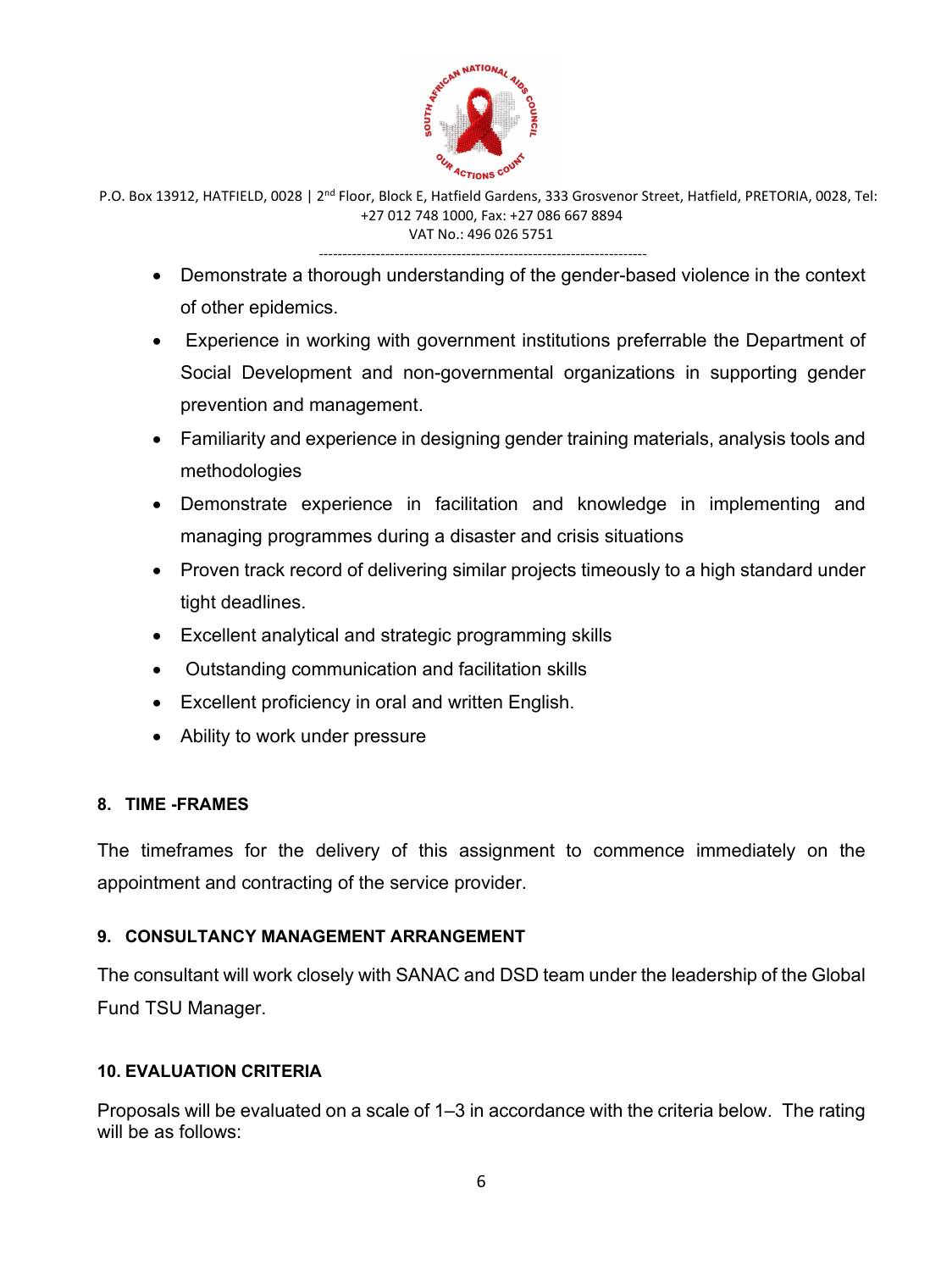- Demonstrate a thorough understanding of the gender-based violence in the context of other epidemics.
- Experience in working with government institutions preferrable the Department of Social Development and non-governmental organizations in supporting gender prevention and management.
- Familiarity and experience in designing gender training materials, analysis tools and methodologies
- Demonstrate experience in facilitation and knowledge in implementing and managing programmes during a disaster and crisis situations
- Proven track record of delivering similar projects timeously to a high standard under tight deadlines.
- Excellent analytical and strategic programming skills
- Outstanding communication and facilitation skills
- Excellent proficiency in oral and written English.
- Ability to work under pressure

## 8. TIME -FRAMES

The timeframes for the delivery of this assignment to commence immediately on the appointment and contracting of the service provider.

## 9. CONSULTANCY MANAGEMENT ARRANGEMENT

The consultant will work closely with SANAC and DSD team under the leadership of the Global Fund TSU Manager.

## 10. EVALUATION CRITERIA

Proposals will be evaluated on a scale of 1–3 in accordance with the criteria below. The rating will be as follows: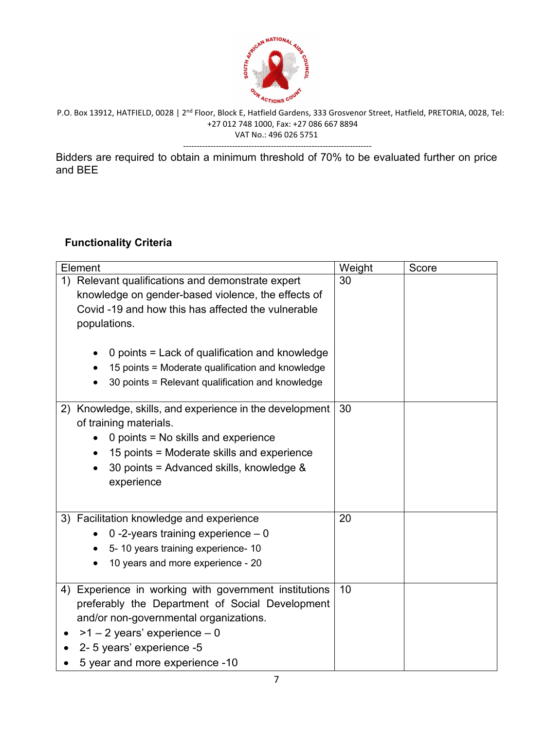P.O. Box 13912, HATFIELD, 0028 | 2nd Floor, Block E, Hatfield Gardens, 333 Grosvenor Street, Hatfield, PRETORIA, 0028, Tel: +27 012 748 1000, Fax: +27 086 667 8894
VAT No.: 496 026 5751

---

Bidders are required to obtain a minimum threshold of 70% to be evaluated further on price and BEE

**Functionality Criteria**

| Element | Weight | Score |
|---|---|---|
| 1) Relevant qualifications and demonstrate expert knowledge on gender-based violence, the effects of Covid -19 and how this has affected the vulnerable populations.<br><br>• 0 points = Lack of qualification and knowledge<br>• 15 points = Moderate qualification and knowledge<br>• 30 points = Relevant qualification and knowledge | 30 | |
| 2) Knowledge, skills, and experience in the development of training materials.<br>• 0 points = No skills and experience<br>• 15 points = Moderate skills and experience<br>• 30 points = Advanced skills, knowledge & experience | 30 | |
| 3) Facilitation knowledge and experience<br>• 0 -2-years training experience – 0<br>• 5- 10 years training experience- 10<br>• 10 years and more experience - 20 | 20 | |
| 4) Experience in working with government institutions preferably the Department of Social Development and/or non-governmental organizations.<br>• >1 – 2 years' experience – 0<br>• 2- 5 years' experience -5<br>• 5 year and more experience -10 | 10 | |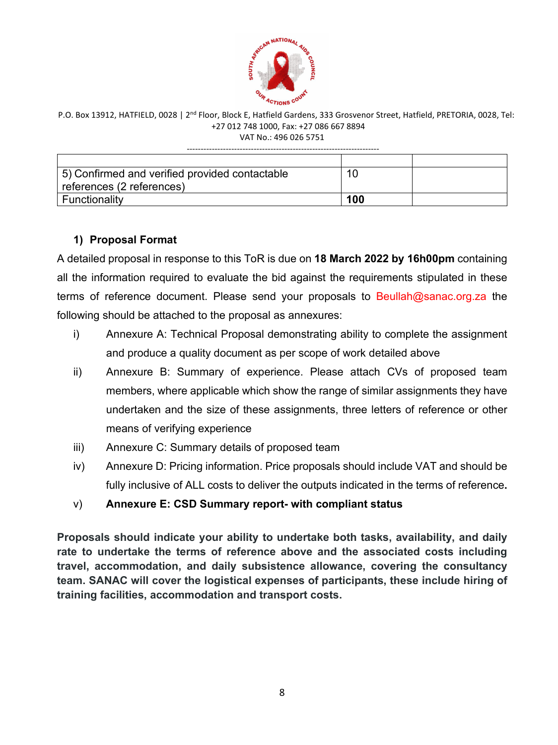| | | |
|---|---|---|
| 5) Confirmed and verified provided contactable references (2 references) | 10 | |
| Functionality | **100** | |

### 1) Proposal Format

A detailed proposal in response to this ToR is due on **18 March 2022 by 16h00pm** containing all the information required to evaluate the bid against the requirements stipulated in these terms of reference document. Please send your proposals to Beullah@sanac.org.za the following should be attached to the proposal as annexures:

i) Annexure A: Technical Proposal demonstrating ability to complete the assignment and produce a quality document as per scope of work detailed above

ii) Annexure B: Summary of experience. Please attach CVs of proposed team members, where applicable which show the range of similar assignments they have undertaken and the size of these assignments, three letters of reference or other means of verifying experience

iii) Annexure C: Summary details of proposed team

iv) Annexure D: Pricing information. Price proposals should include VAT and should be fully inclusive of ALL costs to deliver the outputs indicated in the terms of reference**.**

v) **Annexure E: CSD Summary report- with compliant status**

**Proposals should indicate your ability to undertake both tasks, availability, and daily rate to undertake the terms of reference above and the associated costs including travel, accommodation, and daily subsistence allowance, covering the consultancy team. SANAC will cover the logistical expenses of participants, these include hiring of training facilities, accommodation and transport costs.**